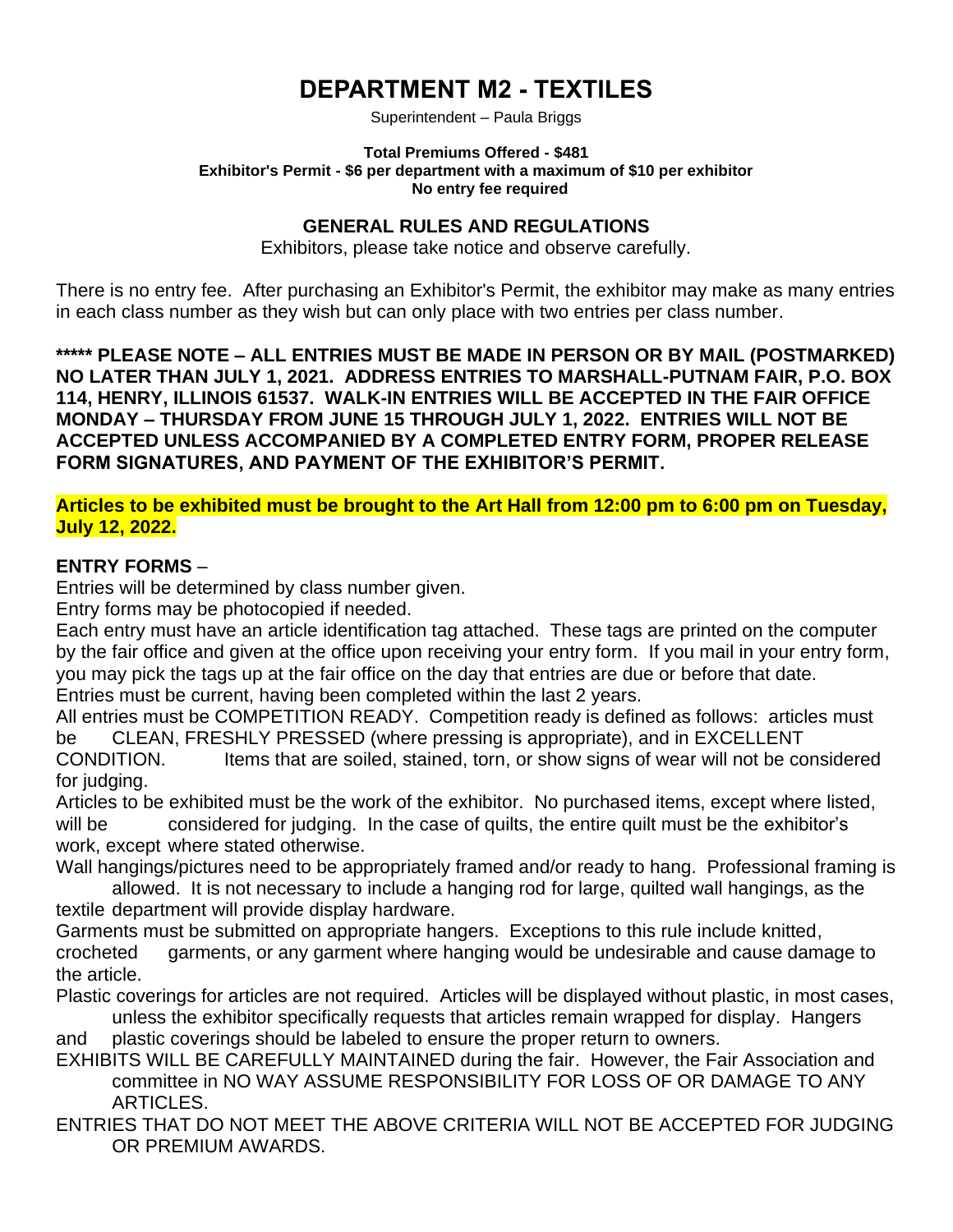# DEPARTMENT M2 - TEXTILES

Superintendent – Paula Briggs

**Total Premiums Offered - $481**
**Exhibitor's Permit - $6 per department with a maximum of $10 per exhibitor**
**No entry fee required**

## GENERAL RULES AND REGULATIONS

Exhibitors, please take notice and observe carefully.

There is no entry fee. After purchasing an Exhibitor's Permit, the exhibitor may make as many entries in each class number as they wish but can only place with two entries per class number.

**\*\*\*\*\* PLEASE NOTE – ALL ENTRIES MUST BE MADE IN PERSON OR BY MAIL (POSTMARKED) NO LATER THAN JULY 1, 2021. ADDRESS ENTRIES TO MARSHALL-PUTNAM FAIR, P.O. BOX 114, HENRY, ILLINOIS 61537. WALK-IN ENTRIES WILL BE ACCEPTED IN THE FAIR OFFICE MONDAY – THURSDAY FROM JUNE 15 THROUGH JULY 1, 2022. ENTRIES WILL NOT BE ACCEPTED UNLESS ACCOMPANIED BY A COMPLETED ENTRY FORM, PROPER RELEASE FORM SIGNATURES, AND PAYMENT OF THE EXHIBITOR'S PERMIT.**

**Articles to be exhibited must be brought to the Art Hall from 12:00 pm to 6:00 pm on Tuesday, July 12, 2022.**

**ENTRY FORMS** –

Entries will be determined by class number given.

Entry forms may be photocopied if needed.

Each entry must have an article identification tag attached. These tags are printed on the computer by the fair office and given at the office upon receiving your entry form. If you mail in your entry form, you may pick the tags up at the fair office on the day that entries are due or before that date.

Entries must be current, having been completed within the last 2 years.

All entries must be COMPETITION READY. Competition ready is defined as follows: articles must be CLEAN, FRESHLY PRESSED (where pressing is appropriate), and in EXCELLENT CONDITION. Items that are soiled, stained, torn, or show signs of wear will not be considered for judging.

Articles to be exhibited must be the work of the exhibitor. No purchased items, except where listed, will be considered for judging. In the case of quilts, the entire quilt must be the exhibitor's work, except where stated otherwise.

Wall hangings/pictures need to be appropriately framed and/or ready to hang. Professional framing is allowed. It is not necessary to include a hanging rod for large, quilted wall hangings, as the textile department will provide display hardware.

Garments must be submitted on appropriate hangers. Exceptions to this rule include knitted, crocheted garments, or any garment where hanging would be undesirable and cause damage to the article.

Plastic coverings for articles are not required. Articles will be displayed without plastic, in most cases, unless the exhibitor specifically requests that articles remain wrapped for display. Hangers and plastic coverings should be labeled to ensure the proper return to owners.

EXHIBITS WILL BE CAREFULLY MAINTAINED during the fair. However, the Fair Association and committee in NO WAY ASSUME RESPONSIBILITY FOR LOSS OF OR DAMAGE TO ANY ARTICLES.

ENTRIES THAT DO NOT MEET THE ABOVE CRITERIA WILL NOT BE ACCEPTED FOR JUDGING OR PREMIUM AWARDS.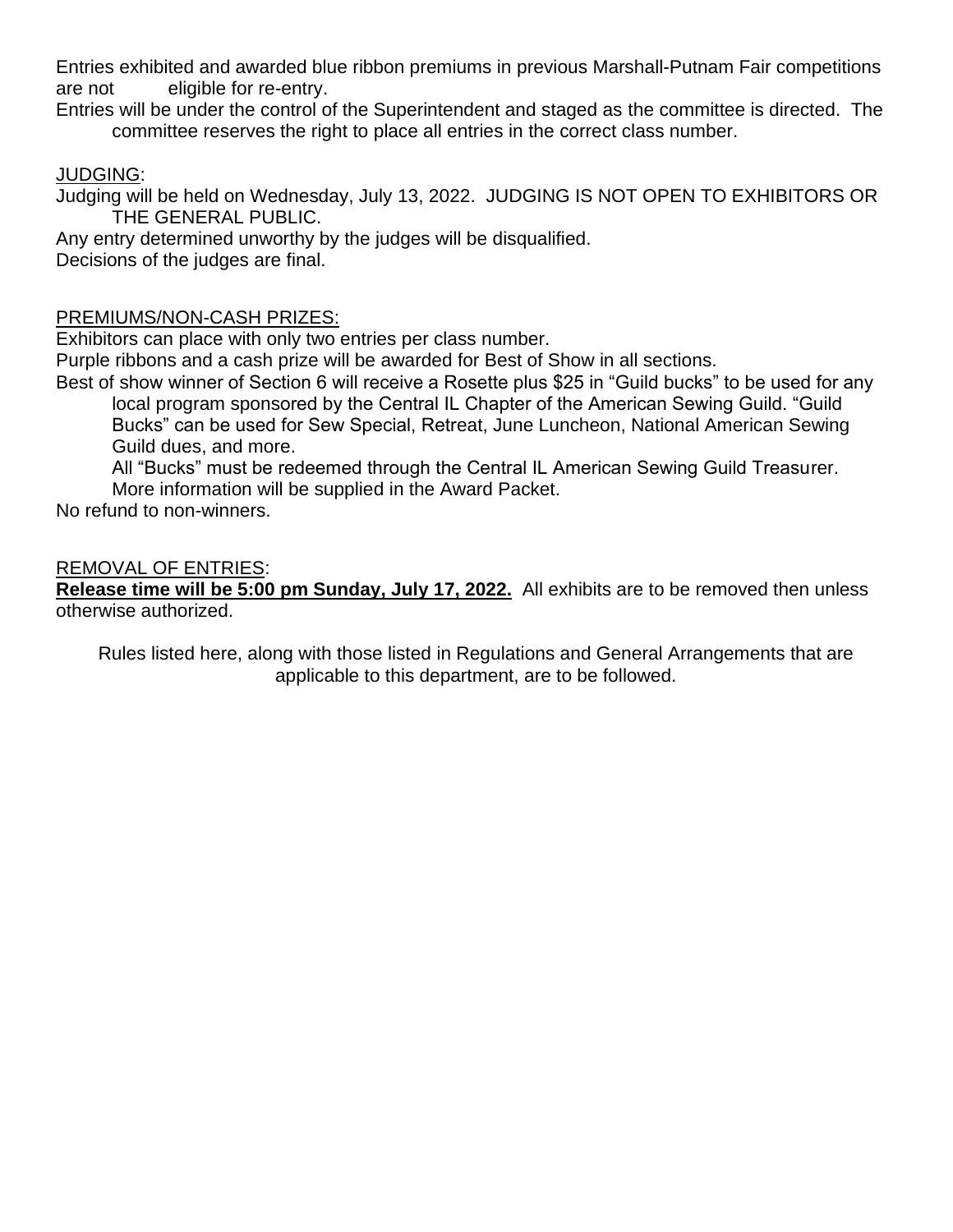Entries exhibited and awarded blue ribbon premiums in previous Marshall-Putnam Fair competitions are not eligible for re-entry.

Entries will be under the control of the Superintendent and staged as the committee is directed. The committee reserves the right to place all entries in the correct class number.

JUDGING:

Judging will be held on Wednesday, July 13, 2022. JUDGING IS NOT OPEN TO EXHIBITORS OR THE GENERAL PUBLIC.

Any entry determined unworthy by the judges will be disqualified.

Decisions of the judges are final.

PREMIUMS/NON-CASH PRIZES:

Exhibitors can place with only two entries per class number.

Purple ribbons and a cash prize will be awarded for Best of Show in all sections.

Best of show winner of Section 6 will receive a Rosette plus $25 in "Guild bucks" to be used for any local program sponsored by the Central IL Chapter of the American Sewing Guild. "Guild Bucks" can be used for Sew Special, Retreat, June Luncheon, National American Sewing Guild dues, and more.

All "Bucks" must be redeemed through the Central IL American Sewing Guild Treasurer. More information will be supplied in the Award Packet.

No refund to non-winners.

REMOVAL OF ENTRIES:

**Release time will be 5:00 pm Sunday, July 17, 2022.** All exhibits are to be removed then unless otherwise authorized.

Rules listed here, along with those listed in Regulations and General Arrangements that are applicable to this department, are to be followed.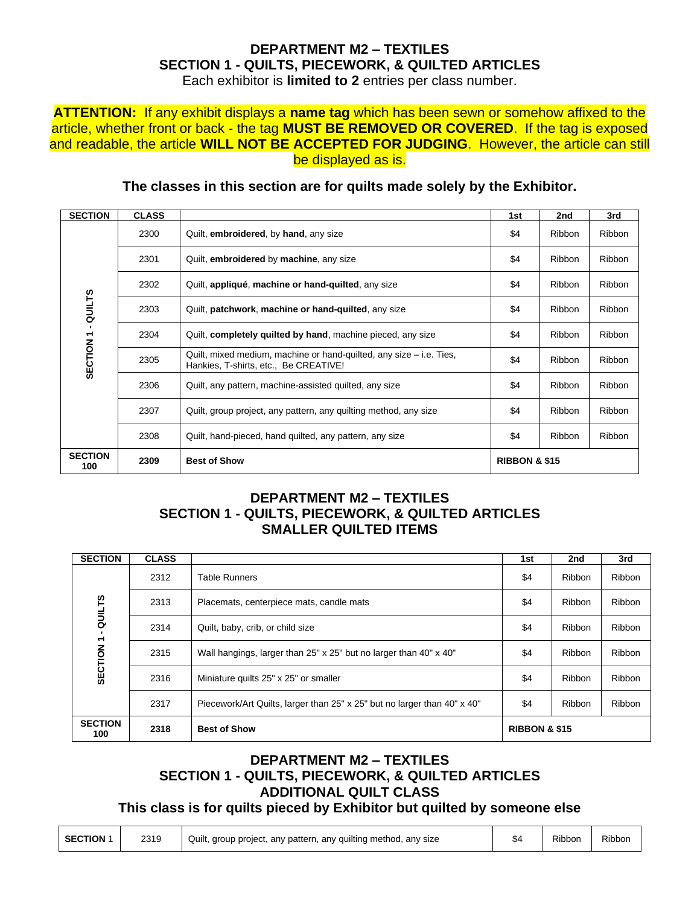## DEPARTMENT M2 – TEXTILES
## SECTION 1 - QUILTS, PIECEWORK, & QUILTED ARTICLES

Each exhibitor is **limited to 2** entries per class number.

**ATTENTION:** If any exhibit displays a **name tag** which has been sewn or somehow affixed to the article, whether front or back - the tag **MUST BE REMOVED OR COVERED**. If the tag is exposed and readable, the article **WILL NOT BE ACCEPTED FOR JUDGING**. However, the article can still be displayed as is.

**The classes in this section are for quilts made solely by the Exhibitor.**

| SECTION | CLASS | | 1st | 2nd | 3rd |
|---|---|---|---|---|---|
| SECTION 1 - QUILTS | 2300 | Quilt, **embroidered**, by **hand**, any size | $4 | Ribbon | Ribbon |
| | 2301 | Quilt, **embroidered** by **machine**, any size | $4 | Ribbon | Ribbon |
| | 2302 | Quilt, **appliqué**, **machine or hand-quilted**, any size | $4 | Ribbon | Ribbon |
| | 2303 | Quilt, **patchwork**, **machine or hand-quilted**, any size | $4 | Ribbon | Ribbon |
| | 2304 | Quilt, **completely quilted by hand**, machine pieced, any size | $4 | Ribbon | Ribbon |
| | 2305 | Quilt, mixed medium, machine or hand-quilted, any size – i.e. Ties, Hankies, T-shirts, etc., Be CREATIVE! | $4 | Ribbon | Ribbon |
| | 2306 | Quilt, any pattern, machine-assisted quilted, any size | $4 | Ribbon | Ribbon |
| | 2307 | Quilt, group project, any pattern, any quilting method, any size | $4 | Ribbon | Ribbon |
| | 2308 | Quilt, hand-pieced, hand quilted, any pattern, any size | $4 | Ribbon | Ribbon |
| **SECTION 100** | **2309** | **Best of Show** | **RIBBON & $15** | | |

## DEPARTMENT M2 – TEXTILES
## SECTION 1 - QUILTS, PIECEWORK, & QUILTED ARTICLES
## SMALLER QUILTED ITEMS

| SECTION | CLASS | | 1st | 2nd | 3rd |
|---|---|---|---|---|---|
| SECTION 1 - QUILTS | 2312 | Table Runners | $4 | Ribbon | Ribbon |
| | 2313 | Placemats, centerpiece mats, candle mats | $4 | Ribbon | Ribbon |
| | 2314 | Quilt, baby, crib, or child size | $4 | Ribbon | Ribbon |
| | 2315 | Wall hangings, larger than 25" x 25" but no larger than 40" x 40" | $4 | Ribbon | Ribbon |
| | 2316 | Miniature quilts 25" x 25" or smaller | $4 | Ribbon | Ribbon |
| | 2317 | Piecework/Art Quilts, larger than 25" x 25" but no larger than 40" x 40" | $4 | Ribbon | Ribbon |
| **SECTION 100** | **2318** | **Best of Show** | **RIBBON & $15** | | |

## DEPARTMENT M2 – TEXTILES
## SECTION 1 - QUILTS, PIECEWORK, & QUILTED ARTICLES
## ADDITIONAL QUILT CLASS
### This class is for quilts pieced by Exhibitor but quilted by someone else

| | | | | | |
|---|---|---|---|---|---|
| **SECTION** 1 | 2319 | Quilt, group project, any pattern, any quilting method, any size | $4 | Ribbon | Ribbon |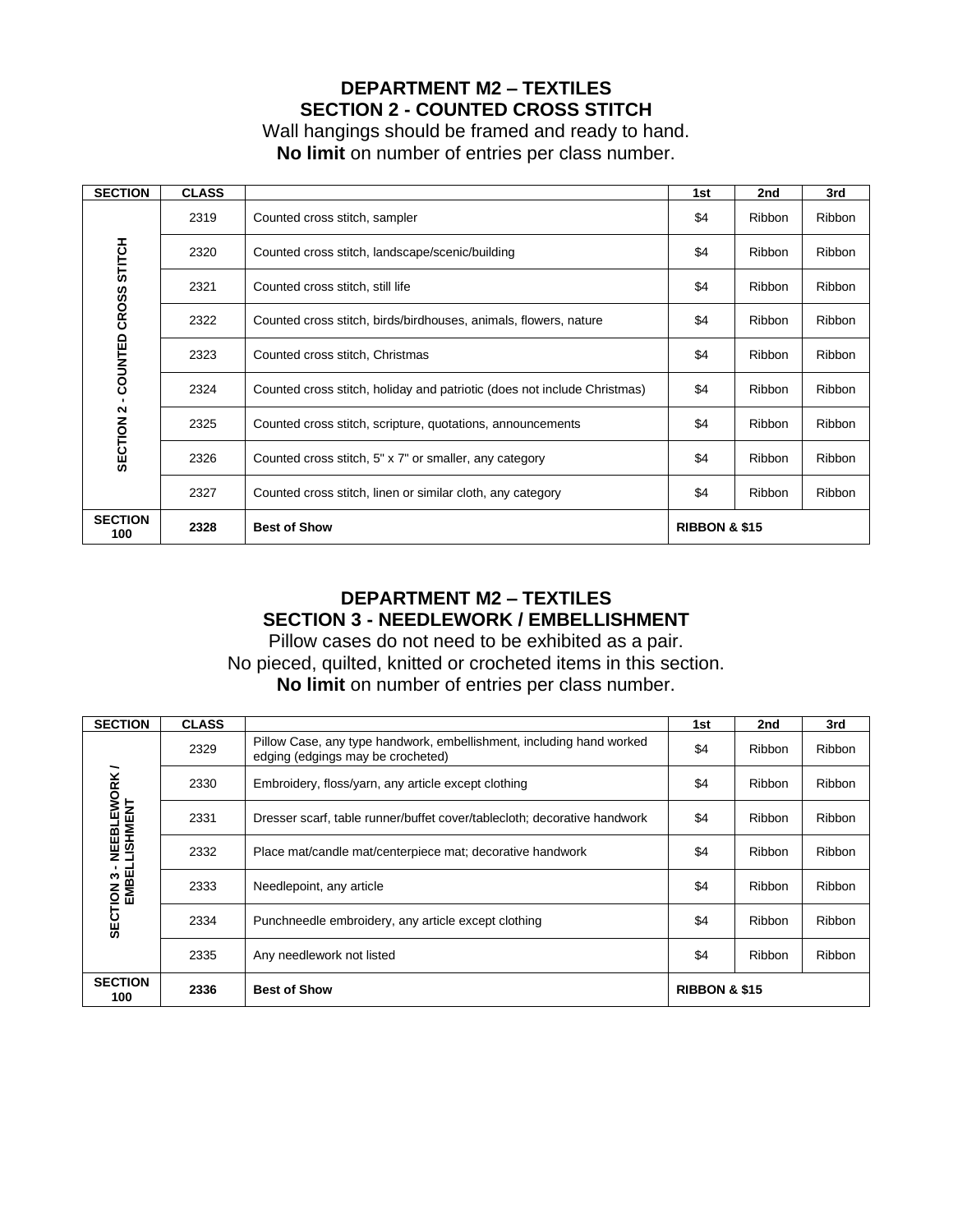## DEPARTMENT M2 – TEXTILES
## SECTION 2 - COUNTED CROSS STITCH

Wall hangings should be framed and ready to hand.
**No limit** on number of entries per class number.

| SECTION | CLASS | | 1st | 2nd | 3rd |
|---|---|---|---|---|---|
| SECTION 2 - COUNTED CROSS STITCH | 2319 | Counted cross stitch, sampler | $4 | Ribbon | Ribbon |
| | 2320 | Counted cross stitch, landscape/scenic/building | $4 | Ribbon | Ribbon |
| | 2321 | Counted cross stitch, still life | $4 | Ribbon | Ribbon |
| | 2322 | Counted cross stitch, birds/birdhouses, animals, flowers, nature | $4 | Ribbon | Ribbon |
| | 2323 | Counted cross stitch, Christmas | $4 | Ribbon | Ribbon |
| | 2324 | Counted cross stitch, holiday and patriotic (does not include Christmas) | $4 | Ribbon | Ribbon |
| | 2325 | Counted cross stitch, scripture, quotations, announcements | $4 | Ribbon | Ribbon |
| | 2326 | Counted cross stitch, 5" x 7" or smaller, any category | $4 | Ribbon | Ribbon |
| | 2327 | Counted cross stitch, linen or similar cloth, any category | $4 | Ribbon | Ribbon |
| **SECTION 100** | **2328** | **Best of Show** | **RIBBON & $15** | | |

## DEPARTMENT M2 – TEXTILES
## SECTION 3 - NEEDLEWORK / EMBELLISHMENT

Pillow cases do not need to be exhibited as a pair.
No pieced, quilted, knitted or crocheted items in this section.
**No limit** on number of entries per class number.

| SECTION | CLASS | | 1st | 2nd | 3rd |
|---|---|---|---|---|---|
| SECTION 3 - NEEBLEWORK / EMBELLISHMENT | 2329 | Pillow Case, any type handwork, embellishment, including hand worked edging (edgings may be crocheted) | $4 | Ribbon | Ribbon |
| | 2330 | Embroidery, floss/yarn, any article except clothing | $4 | Ribbon | Ribbon |
| | 2331 | Dresser scarf, table runner/buffet cover/tablecloth; decorative handwork | $4 | Ribbon | Ribbon |
| | 2332 | Place mat/candle mat/centerpiece mat; decorative handwork | $4 | Ribbon | Ribbon |
| | 2333 | Needlepoint, any article | $4 | Ribbon | Ribbon |
| | 2334 | Punchneedle embroidery, any article except clothing | $4 | Ribbon | Ribbon |
| | 2335 | Any needlework not listed | $4 | Ribbon | Ribbon |
| **SECTION 100** | **2336** | **Best of Show** | **RIBBON & $15** | | |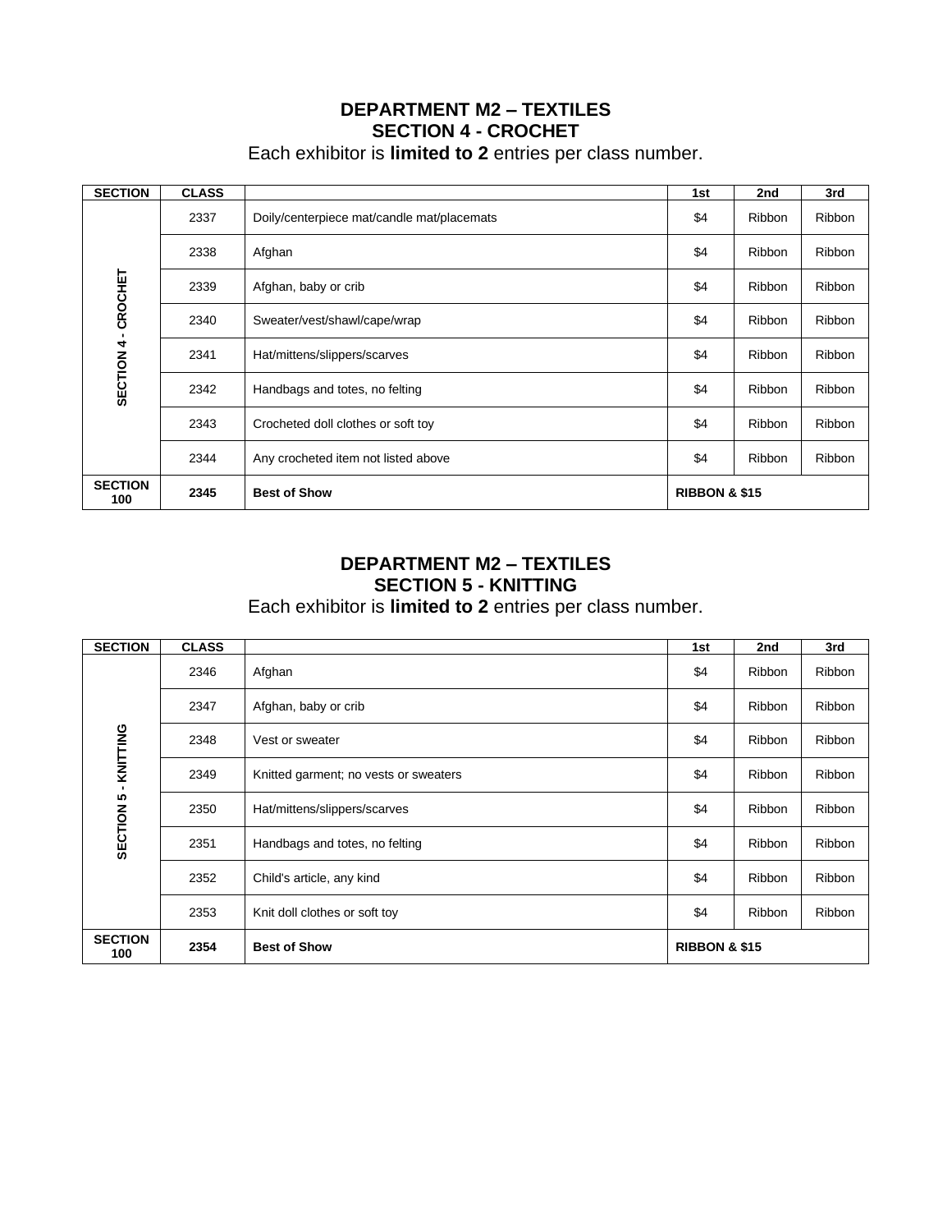## DEPARTMENT M2 – TEXTILES
## SECTION 4 - CROCHET

Each exhibitor is **limited to 2** entries per class number.

| SECTION | CLASS | | 1st | 2nd | 3rd |
|---|---|---|---|---|---|
| SECTION 4 - CROCHET | 2337 | Doily/centerpiece mat/candle mat/placemats | $4 | Ribbon | Ribbon |
| | 2338 | Afghan | $4 | Ribbon | Ribbon |
| | 2339 | Afghan, baby or crib | $4 | Ribbon | Ribbon |
| | 2340 | Sweater/vest/shawl/cape/wrap | $4 | Ribbon | Ribbon |
| | 2341 | Hat/mittens/slippers/scarves | $4 | Ribbon | Ribbon |
| | 2342 | Handbags and totes, no felting | $4 | Ribbon | Ribbon |
| | 2343 | Crocheted doll clothes or soft toy | $4 | Ribbon | Ribbon |
| | 2344 | Any crocheted item not listed above | $4 | Ribbon | Ribbon |
| **SECTION 100** | **2345** | **Best of Show** | **RIBBON & $15** | | |

## DEPARTMENT M2 – TEXTILES
## SECTION 5 - KNITTING

Each exhibitor is **limited to 2** entries per class number.

| SECTION | CLASS | | 1st | 2nd | 3rd |
|---|---|---|---|---|---|
| SECTION 5 - KNITTING | 2346 | Afghan | $4 | Ribbon | Ribbon |
| | 2347 | Afghan, baby or crib | $4 | Ribbon | Ribbon |
| | 2348 | Vest or sweater | $4 | Ribbon | Ribbon |
| | 2349 | Knitted garment; no vests or sweaters | $4 | Ribbon | Ribbon |
| | 2350 | Hat/mittens/slippers/scarves | $4 | Ribbon | Ribbon |
| | 2351 | Handbags and totes, no felting | $4 | Ribbon | Ribbon |
| | 2352 | Child's article, any kind | $4 | Ribbon | Ribbon |
| | 2353 | Knit doll clothes or soft toy | $4 | Ribbon | Ribbon |
| **SECTION 100** | **2354** | **Best of Show** | **RIBBON & $15** | | |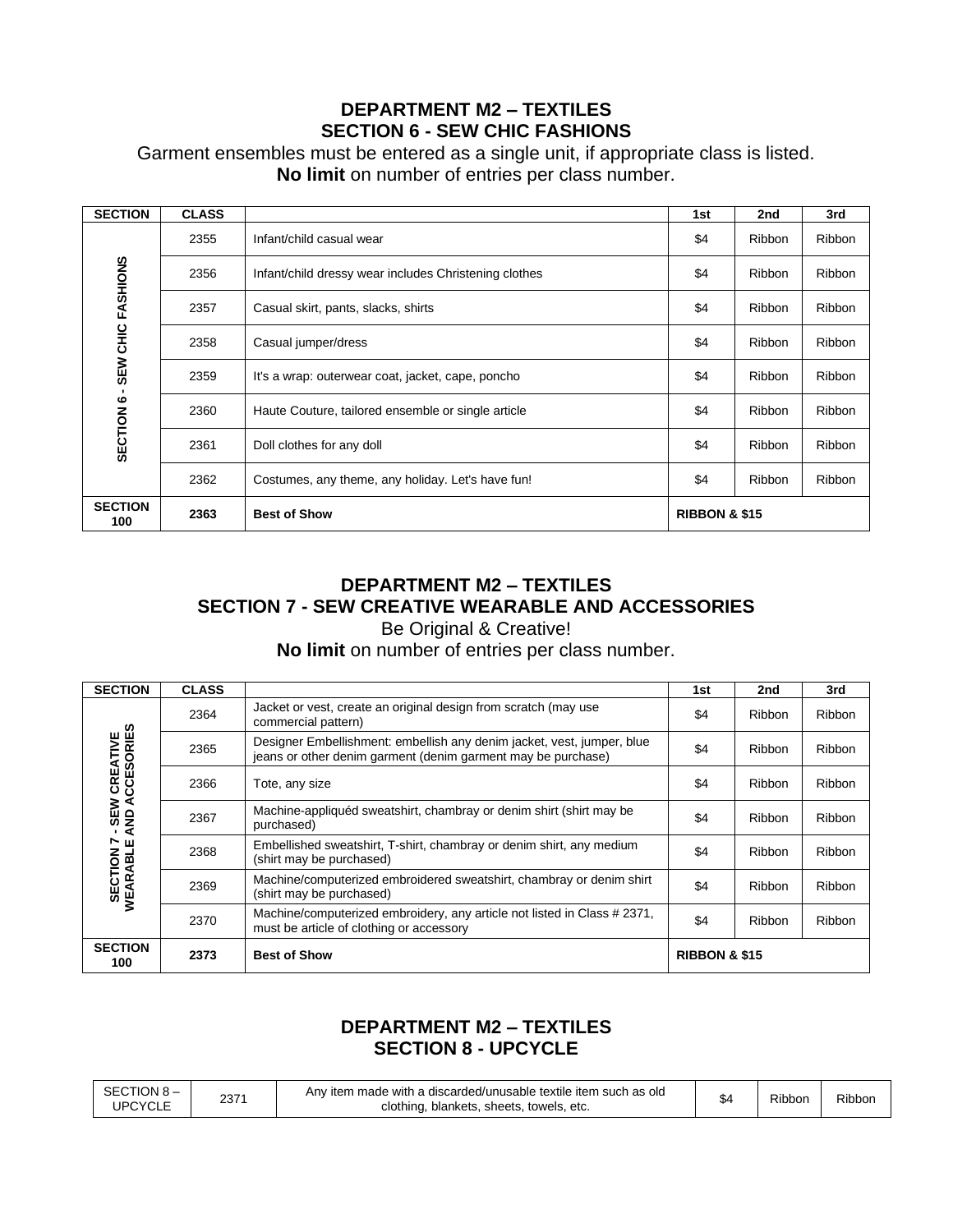## DEPARTMENT M2 – TEXTILES
## SECTION 6 - SEW CHIC FASHIONS

Garment ensembles must be entered as a single unit, if appropriate class is listed.
**No limit** on number of entries per class number.

| SECTION | CLASS | | 1st | 2nd | 3rd |
|---|---|---|---|---|---|
| SECTION 6 - SEW CHIC FASHIONS | 2355 | Infant/child casual wear | $4 | Ribbon | Ribbon |
| | 2356 | Infant/child dressy wear includes Christening clothes | $4 | Ribbon | Ribbon |
| | 2357 | Casual skirt, pants, slacks, shirts | $4 | Ribbon | Ribbon |
| | 2358 | Casual jumper/dress | $4 | Ribbon | Ribbon |
| | 2359 | It's a wrap: outerwear coat, jacket, cape, poncho | $4 | Ribbon | Ribbon |
| | 2360 | Haute Couture, tailored ensemble or single article | $4 | Ribbon | Ribbon |
| | 2361 | Doll clothes for any doll | $4 | Ribbon | Ribbon |
| | 2362 | Costumes, any theme, any holiday. Let's have fun! | $4 | Ribbon | Ribbon |
| **SECTION 100** | **2363** | **Best of Show** | **RIBBON & $15** | | |

## DEPARTMENT M2 – TEXTILES
## SECTION 7 - SEW CREATIVE WEARABLE AND ACCESSORIES

Be Original & Creative!
**No limit** on number of entries per class number.

| SECTION | CLASS | | 1st | 2nd | 3rd |
|---|---|---|---|---|---|
| SECTION 7 - SEW CREATIVE WEARABLE AND ACCESORIES | 2364 | Jacket or vest, create an original design from scratch (may use commercial pattern) | $4 | Ribbon | Ribbon |
| | 2365 | Designer Embellishment: embellish any denim jacket, vest, jumper, blue jeans or other denim garment (denim garment may be purchase) | $4 | Ribbon | Ribbon |
| | 2366 | Tote, any size | $4 | Ribbon | Ribbon |
| | 2367 | Machine-appliquéd sweatshirt, chambray or denim shirt (shirt may be purchased) | $4 | Ribbon | Ribbon |
| | 2368 | Embellished sweatshirt, T-shirt, chambray or denim shirt, any medium (shirt may be purchased) | $4 | Ribbon | Ribbon |
| | 2369 | Machine/computerized embroidered sweatshirt, chambray or denim shirt (shirt may be purchased) | $4 | Ribbon | Ribbon |
| | 2370 | Machine/computerized embroidery, any article not listed in Class # 2371, must be article of clothing or accessory | $4 | Ribbon | Ribbon |
| **SECTION 100** | **2373** | **Best of Show** | **RIBBON & $15** | | |

## DEPARTMENT M2 – TEXTILES
## SECTION 8 - UPCYCLE

| SECTION | CLASS | | 1st | 2nd | 3rd |
|---|---|---|---|---|---|
| SECTION 8 – UPCYCLE | 2371 | Any item made with a discarded/unusable textile item such as old clothing, blankets, sheets, towels, etc. | $4 | Ribbon | Ribbon |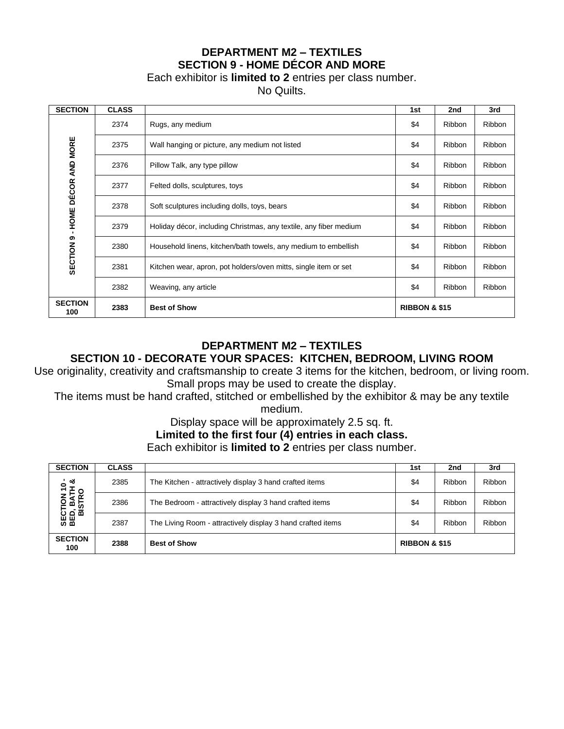## DEPARTMENT M2 – TEXTILES
## SECTION 9 - HOME DÉCOR AND MORE

Each exhibitor is **limited to 2** entries per class number.
No Quilts.

| SECTION | CLASS | | 1st | 2nd | 3rd |
|---|---|---|---|---|---|
| SECTION 9 - HOME DÉCOR AND MORE | 2374 | Rugs, any medium | $4 | Ribbon | Ribbon |
| | 2375 | Wall hanging or picture, any medium not listed | $4 | Ribbon | Ribbon |
| | 2376 | Pillow Talk, any type pillow | $4 | Ribbon | Ribbon |
| | 2377 | Felted dolls, sculptures, toys | $4 | Ribbon | Ribbon |
| | 2378 | Soft sculptures including dolls, toys, bears | $4 | Ribbon | Ribbon |
| | 2379 | Holiday décor, including Christmas, any textile, any fiber medium | $4 | Ribbon | Ribbon |
| | 2380 | Household linens, kitchen/bath towels, any medium to embellish | $4 | Ribbon | Ribbon |
| | 2381 | Kitchen wear, apron, pot holders/oven mitts, single item or set | $4 | Ribbon | Ribbon |
| | 2382 | Weaving, any article | $4 | Ribbon | Ribbon |
| **SECTION 100** | **2383** | **Best of Show** | **RIBBON & $15** | | |

## DEPARTMENT M2 – TEXTILES
## SECTION 10 - DECORATE YOUR SPACES: KITCHEN, BEDROOM, LIVING ROOM

Use originality, creativity and craftsmanship to create 3 items for the kitchen, bedroom, or living room. Small props may be used to create the display.

The items must be hand crafted, stitched or embellished by the exhibitor & may be any textile medium.

Display space will be approximately 2.5 sq. ft.

**Limited to the first four (4) entries in each class.**

Each exhibitor is **limited to 2** entries per class number.

| SECTION | CLASS | | 1st | 2nd | 3rd |
|---|---|---|---|---|---|
| SECTION 10 - BED, BATH & BISTRO | 2385 | The Kitchen - attractively display 3 hand crafted items | $4 | Ribbon | Ribbon |
| | 2386 | The Bedroom - attractively display 3 hand crafted items | $4 | Ribbon | Ribbon |
| | 2387 | The Living Room - attractively display 3 hand crafted items | $4 | Ribbon | Ribbon |
| **SECTION 100** | **2388** | **Best of Show** | **RIBBON & $15** | | |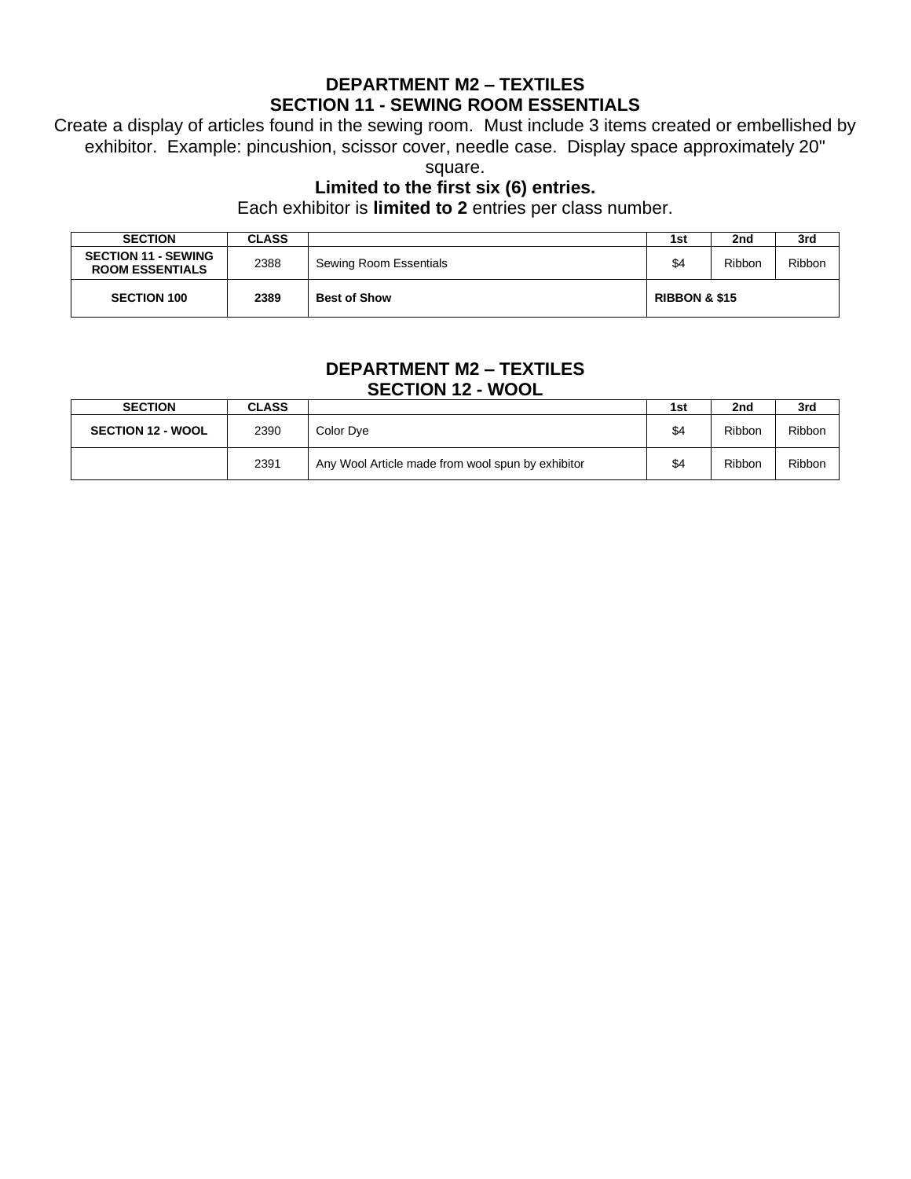## DEPARTMENT M2 – TEXTILES
## SECTION 11 - SEWING ROOM ESSENTIALS

Create a display of articles found in the sewing room. Must include 3 items created or embellished by exhibitor. Example: pincushion, scissor cover, needle case. Display space approximately 20" square.

**Limited to the first six (6) entries.**

Each exhibitor is **limited to 2** entries per class number.

| SECTION | CLASS | | 1st | 2nd | 3rd |
|---|---|---|---|---|---|
| **SECTION 11 - SEWING ROOM ESSENTIALS** | 2388 | Sewing Room Essentials | $4 | Ribbon | Ribbon |
| **SECTION 100** | **2389** | **Best of Show** | **RIBBON & $15** | | |

## DEPARTMENT M2 – TEXTILES
## SECTION 12 - WOOL

| SECTION | CLASS | | 1st | 2nd | 3rd |
|---|---|---|---|---|---|
| **SECTION 12 - WOOL** | 2390 | Color Dye | $4 | Ribbon | Ribbon |
| | 2391 | Any Wool Article made from wool spun by exhibitor | $4 | Ribbon | Ribbon |